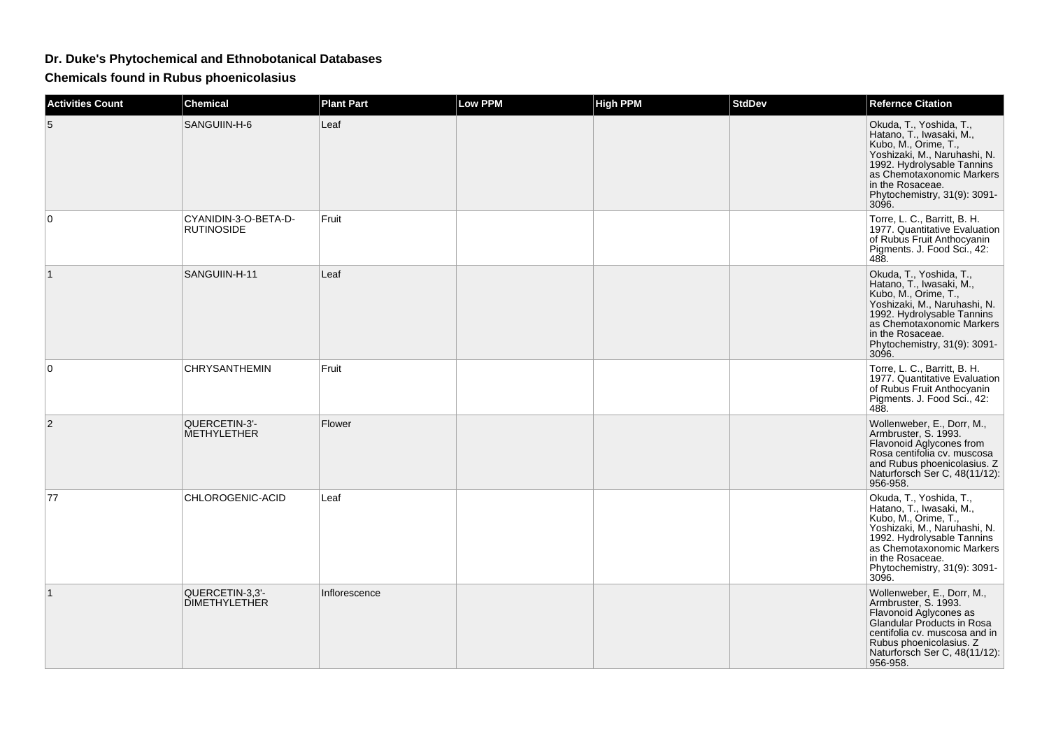# Dr. Duke's Phytochemical and Ethnobotanical Databases

## Chemicals found in Rubus phoenicolasius

| Activities Count | Chemical | Plant Part | Low PPM | High PPM | StdDev | Refernce Citation |
|---|---|---|---|---|---|---|
| 5 | SANGUIIN-H-6 | Leaf | | | | Okuda, T., Yoshida, T., Hatano, T., Iwasaki, M., Kubo, M., Orime, T., Yoshizaki, M., Naruhashi, N. 1992. Hydrolysable Tannins as Chemotaxonomic Markers in the Rosaceae. Phytochemistry, 31(9): 3091-3096. |
| 0 | CYANIDIN-3-O-BETA-D-RUTINOSIDE | Fruit | | | | Torre, L. C., Barritt, B. H. 1977. Quantitative Evaluation of Rubus Fruit Anthocyanin Pigments. J. Food Sci., 42: 488. |
| 1 | SANGUIIN-H-11 | Leaf | | | | Okuda, T., Yoshida, T., Hatano, T., Iwasaki, M., Kubo, M., Orime, T., Yoshizaki, M., Naruhashi, N. 1992. Hydrolysable Tannins as Chemotaxonomic Markers in the Rosaceae. Phytochemistry, 31(9): 3091-3096. |
| 0 | CHRYSANTHEMIN | Fruit | | | | Torre, L. C., Barritt, B. H. 1977. Quantitative Evaluation of Rubus Fruit Anthocyanin Pigments. J. Food Sci., 42: 488. |
| 2 | QUERCETIN-3'-METHYLETHER | Flower | | | | Wollenweber, E., Dorr, M., Armbruster, S. 1993. Flavonoid Aglycones from Rosa centifolia cv. muscosa and Rubus phoenicolasius. Z Naturforsch Ser C, 48(11/12): 956-958. |
| 77 | CHLOROGENIC-ACID | Leaf | | | | Okuda, T., Yoshida, T., Hatano, T., Iwasaki, M., Kubo, M., Orime, T., Yoshizaki, M., Naruhashi, N. 1992. Hydrolysable Tannins as Chemotaxonomic Markers in the Rosaceae. Phytochemistry, 31(9): 3091-3096. |
| 1 | QUERCETIN-3,3'-DIMETHYLETHER | Inflorescence | | | | Wollenweber, E., Dorr, M., Armbruster, S. 1993. Flavonoid Aglycones as Glandular Products in Rosa centifolia cv. muscosa and in Rubus phoenicolasius. Z Naturforsch Ser C, 48(11/12): 956-958. |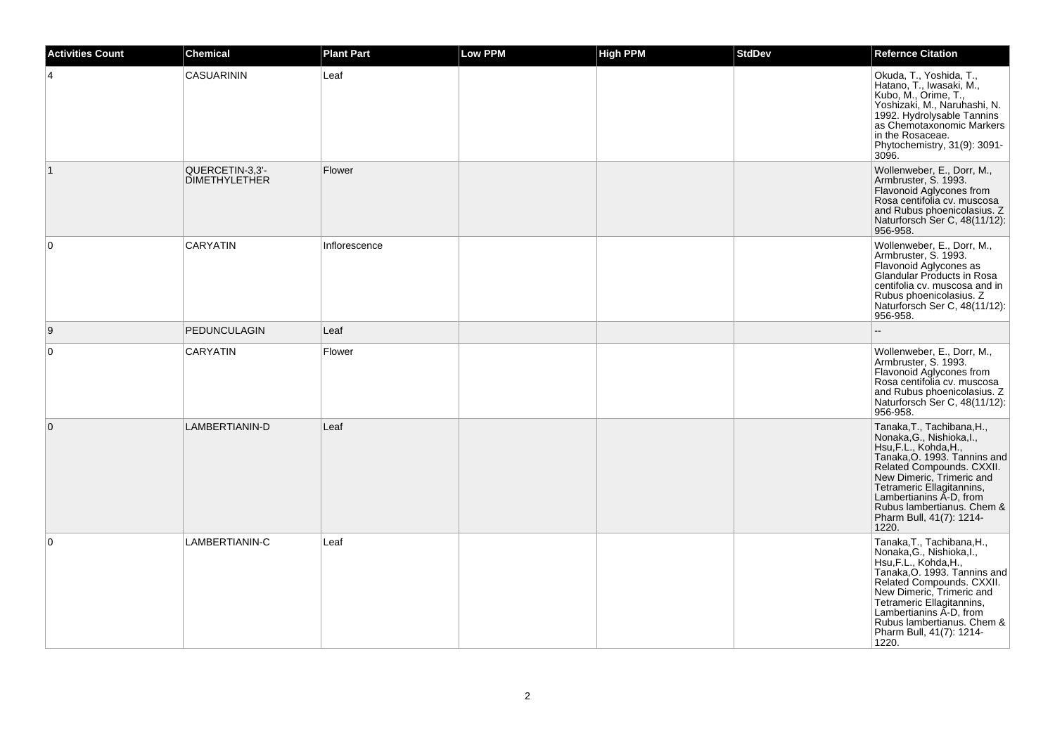| Activities Count | Chemical | Plant Part | Low PPM | High PPM | StdDev | Refernce Citation |
|---|---|---|---|---|---|---|
| 4 | CASUARININ | Leaf | | | | Okuda, T., Yoshida, T., Hatano, T., Iwasaki, M., Kubo, M., Orime, T., Yoshizaki, M., Naruhashi, N. 1992. Hydrolysable Tannins as Chemotaxonomic Markers in the Rosaceae. Phytochemistry, 31(9): 3091-3096. |
| 1 | QUERCETIN-3,3'-DIMETHYLETHER | Flower | | | | Wollenweber, E., Dorr, M., Armbruster, S. 1993. Flavonoid Aglycones from Rosa centifolia cv. muscosa and Rubus phoenicolasius. Z Naturforsch Ser C, 48(11/12): 956-958. |
| 0 | CARYATIN | Inflorescence | | | | Wollenweber, E., Dorr, M., Armbruster, S. 1993. Flavonoid Aglycones as Glandular Products in Rosa centifolia cv. muscosa and in Rubus phoenicolasius. Z Naturforsch Ser C, 48(11/12): 956-958. |
| 9 | PEDUNCULAGIN | Leaf | | | | -- |
| 0 | CARYATIN | Flower | | | | Wollenweber, E., Dorr, M., Armbruster, S. 1993. Flavonoid Aglycones from Rosa centifolia cv. muscosa and Rubus phoenicolasius. Z Naturforsch Ser C, 48(11/12): 956-958. |
| 0 | LAMBERTIANIN-D | Leaf | | | | Tanaka,T., Tachibana,H., Nonaka,G., Nishioka,I., Hsu,F.L., Kohda,H., Tanaka,O. 1993. Tannins and Related Compounds. CXXII. New Dimeric, Trimeric and Tetrameric Ellagitannins, Lambertianins A-D, from Rubus lambertianus. Chem & Pharm Bull, 41(7): 1214-1220. |
| 0 | LAMBERTIANIN-C | Leaf | | | | Tanaka,T., Tachibana,H., Nonaka,G., Nishioka,I., Hsu,F.L., Kohda,H., Tanaka,O. 1993. Tannins and Related Compounds. CXXII. New Dimeric, Trimeric and Tetrameric Ellagitannins, Lambertianins A-D, from Rubus lambertianus. Chem & Pharm Bull, 41(7): 1214-1220. |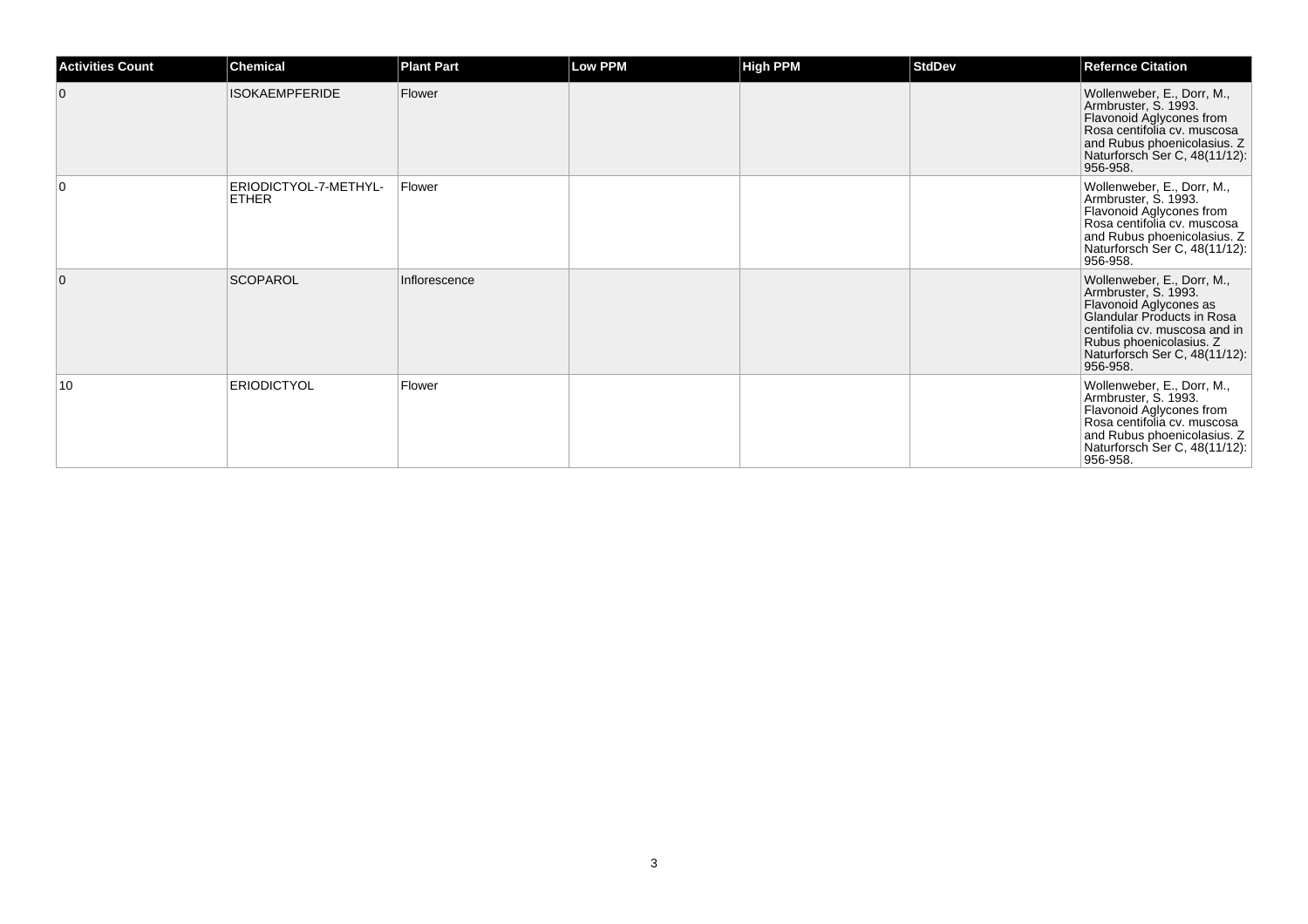| Activities Count | Chemical | Plant Part | Low PPM | High PPM | StdDev | Refernce Citation |
| --- | --- | --- | --- | --- | --- | --- |
| 0 | ISOKAEMPFERIDE | Flower | | | | Wollenweber, E., Dorr, M., Armbruster, S. 1993. Flavonoid Aglycones from Rosa centifolia cv. muscosa and Rubus phoenicolasius. Z Naturforsch Ser C, 48(11/12): 956-958. |
| 0 | ERIODICTYOL-7-METHYL-ETHER | Flower | | | | Wollenweber, E., Dorr, M., Armbruster, S. 1993. Flavonoid Aglycones from Rosa centifolia cv. muscosa and Rubus phoenicolasius. Z Naturforsch Ser C, 48(11/12): 956-958. |
| 0 | SCOPAROL | Inflorescence | | | | Wollenweber, E., Dorr, M., Armbruster, S. 1993. Flavonoid Aglycones as Glandular Products in Rosa centifolia cv. muscosa and in Rubus phoenicolasius. Z Naturforsch Ser C, 48(11/12): 956-958. |
| 10 | ERIODICTYOL | Flower | | | | Wollenweber, E., Dorr, M., Armbruster, S. 1993. Flavonoid Aglycones from Rosa centifolia cv. muscosa and Rubus phoenicolasius. Z Naturforsch Ser C, 48(11/12): 956-958. |